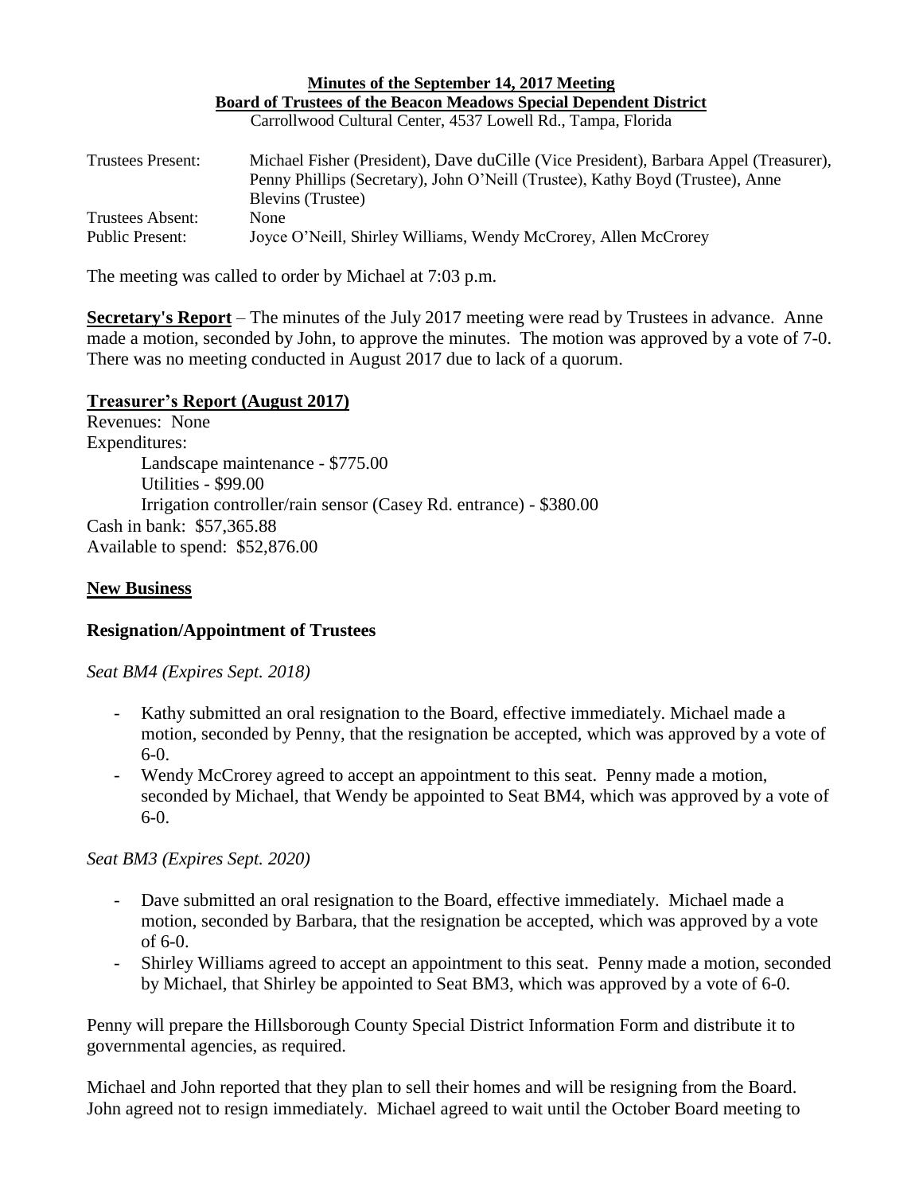**Minutes of the September 14, 2017 Meeting**
**Board of Trustees of the Beacon Meadows Special Dependent District**
Carrollwood Cultural Center, 4537 Lowell Rd., Tampa, Florida

| | |
|---|---|
| Trustees Present: | Michael Fisher (President), Dave duCille (Vice President), Barbara Appel (Treasurer), Penny Phillips (Secretary), John O'Neill (Trustee), Kathy Boyd (Trustee), Anne Blevins (Trustee) |
| Trustees Absent: | None |
| Public Present: | Joyce O'Neill, Shirley Williams, Wendy McCrorey, Allen McCrorey |

The meeting was called to order by Michael at 7:03 p.m.

**Secretary's Report** – The minutes of the July 2017 meeting were read by Trustees in advance. Anne made a motion, seconded by John, to approve the minutes. The motion was approved by a vote of 7-0. There was no meeting conducted in August 2017 due to lack of a quorum.

**Treasurer's Report (August 2017)**

Revenues: None
Expenditures:
- Landscape maintenance - $775.00
- Utilities - $99.00
- Irrigation controller/rain sensor (Casey Rd. entrance) - $380.00

Cash in bank: $57,365.88
Available to spend: $52,876.00

**New Business**

**Resignation/Appointment of Trustees**

*Seat BM4 (Expires Sept. 2018)*

- Kathy submitted an oral resignation to the Board, effective immediately. Michael made a motion, seconded by Penny, that the resignation be accepted, which was approved by a vote of 6-0.
- Wendy McCrorey agreed to accept an appointment to this seat. Penny made a motion, seconded by Michael, that Wendy be appointed to Seat BM4, which was approved by a vote of 6-0.

*Seat BM3 (Expires Sept. 2020)*

- Dave submitted an oral resignation to the Board, effective immediately. Michael made a motion, seconded by Barbara, that the resignation be accepted, which was approved by a vote of 6-0.
- Shirley Williams agreed to accept an appointment to this seat. Penny made a motion, seconded by Michael, that Shirley be appointed to Seat BM3, which was approved by a vote of 6-0.

Penny will prepare the Hillsborough County Special District Information Form and distribute it to governmental agencies, as required.

Michael and John reported that they plan to sell their homes and will be resigning from the Board. John agreed not to resign immediately. Michael agreed to wait until the October Board meeting to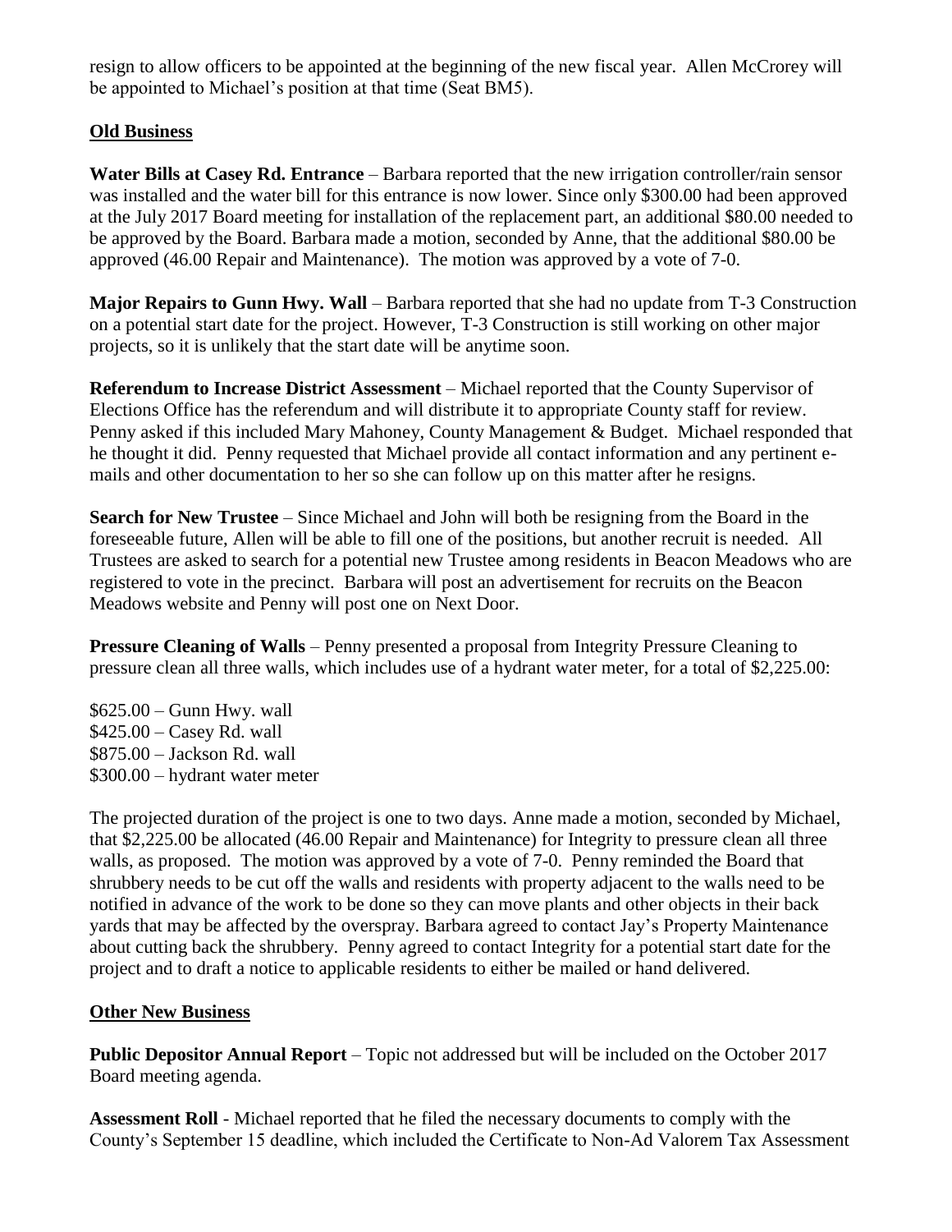resign to allow officers to be appointed at the beginning of the new fiscal year. Allen McCrorey will be appointed to Michael's position at that time (Seat BM5).

**Old Business**

**Water Bills at Casey Rd. Entrance** – Barbara reported that the new irrigation controller/rain sensor was installed and the water bill for this entrance is now lower. Since only $300.00 had been approved at the July 2017 Board meeting for installation of the replacement part, an additional $80.00 needed to be approved by the Board. Barbara made a motion, seconded by Anne, that the additional $80.00 be approved (46.00 Repair and Maintenance). The motion was approved by a vote of 7-0.

**Major Repairs to Gunn Hwy. Wall** – Barbara reported that she had no update from T-3 Construction on a potential start date for the project. However, T-3 Construction is still working on other major projects, so it is unlikely that the start date will be anytime soon.

**Referendum to Increase District Assessment** – Michael reported that the County Supervisor of Elections Office has the referendum and will distribute it to appropriate County staff for review. Penny asked if this included Mary Mahoney, County Management & Budget. Michael responded that he thought it did. Penny requested that Michael provide all contact information and any pertinent e-mails and other documentation to her so she can follow up on this matter after he resigns.

**Search for New Trustee** – Since Michael and John will both be resigning from the Board in the foreseeable future, Allen will be able to fill one of the positions, but another recruit is needed. All Trustees are asked to search for a potential new Trustee among residents in Beacon Meadows who are registered to vote in the precinct. Barbara will post an advertisement for recruits on the Beacon Meadows website and Penny will post one on Next Door.

**Pressure Cleaning of Walls** – Penny presented a proposal from Integrity Pressure Cleaning to pressure clean all three walls, which includes use of a hydrant water meter, for a total of $2,225.00:

$625.00 – Gunn Hwy. wall
$425.00 – Casey Rd. wall
$875.00 – Jackson Rd. wall
$300.00 – hydrant water meter

The projected duration of the project is one to two days. Anne made a motion, seconded by Michael, that $2,225.00 be allocated (46.00 Repair and Maintenance) for Integrity to pressure clean all three walls, as proposed. The motion was approved by a vote of 7-0. Penny reminded the Board that shrubbery needs to be cut off the walls and residents with property adjacent to the walls need to be notified in advance of the work to be done so they can move plants and other objects in their back yards that may be affected by the overspray. Barbara agreed to contact Jay's Property Maintenance about cutting back the shrubbery. Penny agreed to contact Integrity for a potential start date for the project and to draft a notice to applicable residents to either be mailed or hand delivered.

**Other New Business**

**Public Depositor Annual Report** – Topic not addressed but will be included on the October 2017 Board meeting agenda.

**Assessment Roll** - Michael reported that he filed the necessary documents to comply with the County's September 15 deadline, which included the Certificate to Non-Ad Valorem Tax Assessment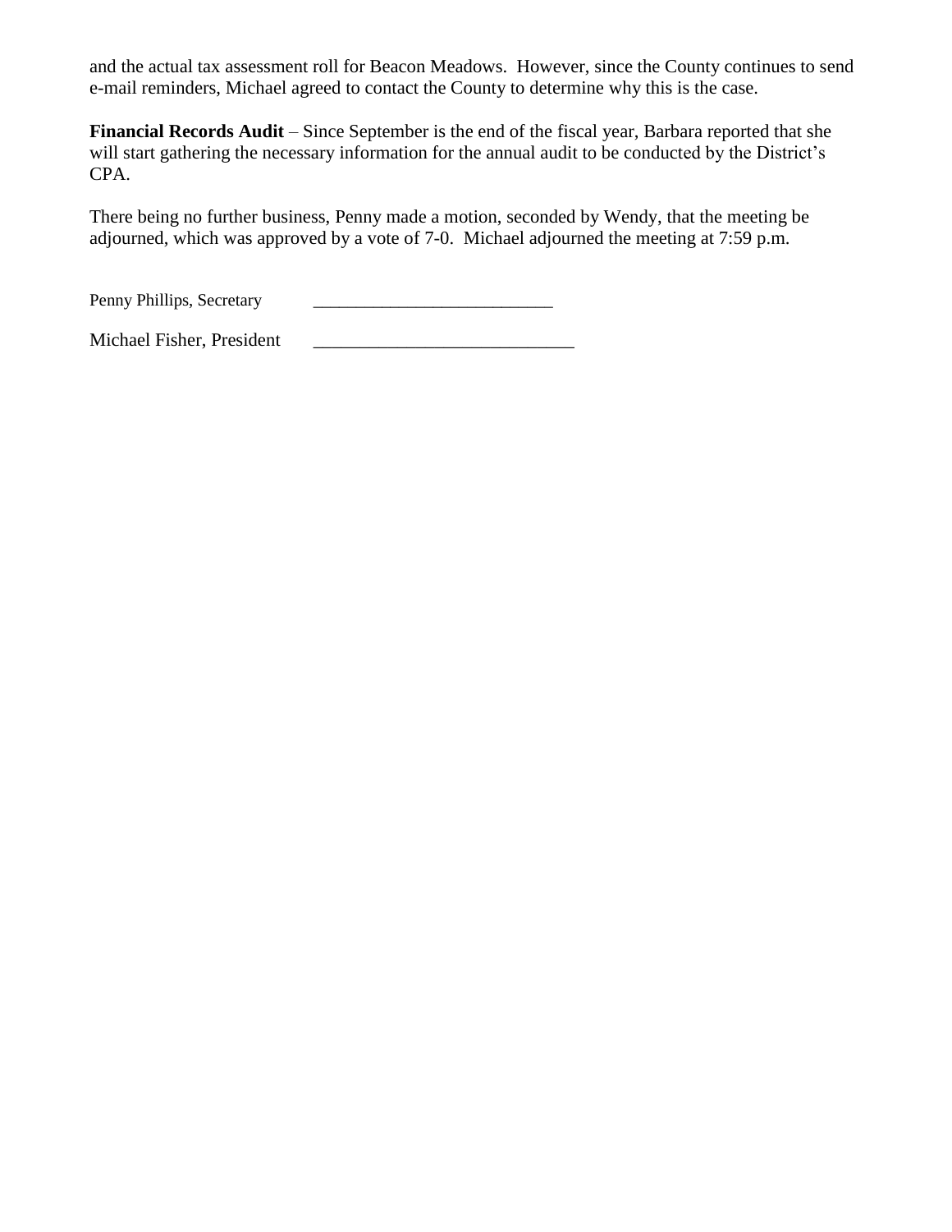and the actual tax assessment roll for Beacon Meadows. However, since the County continues to send e-mail reminders, Michael agreed to contact the County to determine why this is the case.

**Financial Records Audit** – Since September is the end of the fiscal year, Barbara reported that she will start gathering the necessary information for the annual audit to be conducted by the District's CPA.

There being no further business, Penny made a motion, seconded by Wendy, that the meeting be adjourned, which was approved by a vote of 7-0. Michael adjourned the meeting at 7:59 p.m.

Penny Phillips, Secretary ____________________________

Michael Fisher, President ____________________________